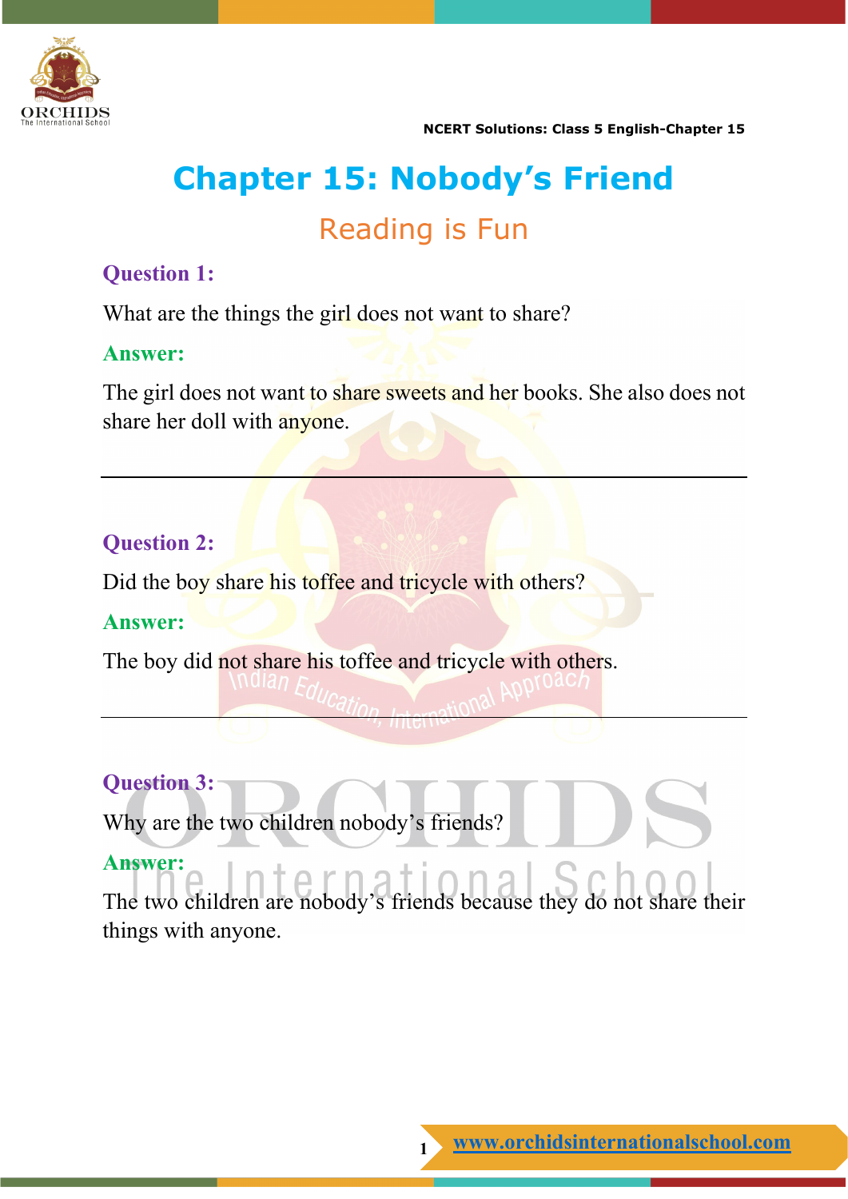# Chapter 15: Nobody's Friend

## Reading is Fun

**Question 1:**

What are the things the girl does not want to share?

**Answer:**

The girl does not want to share sweets and her books. She also does not share her doll with anyone.

---

**Question 2:**

Did the boy share his toffee and tricycle with others?

**Answer:**

The boy did not share his toffee and tricycle with others.

---

**Question 3:**

Why are the two children nobody's friends?

**Answer:**

The two children are nobody's friends because they do not share their things with anyone.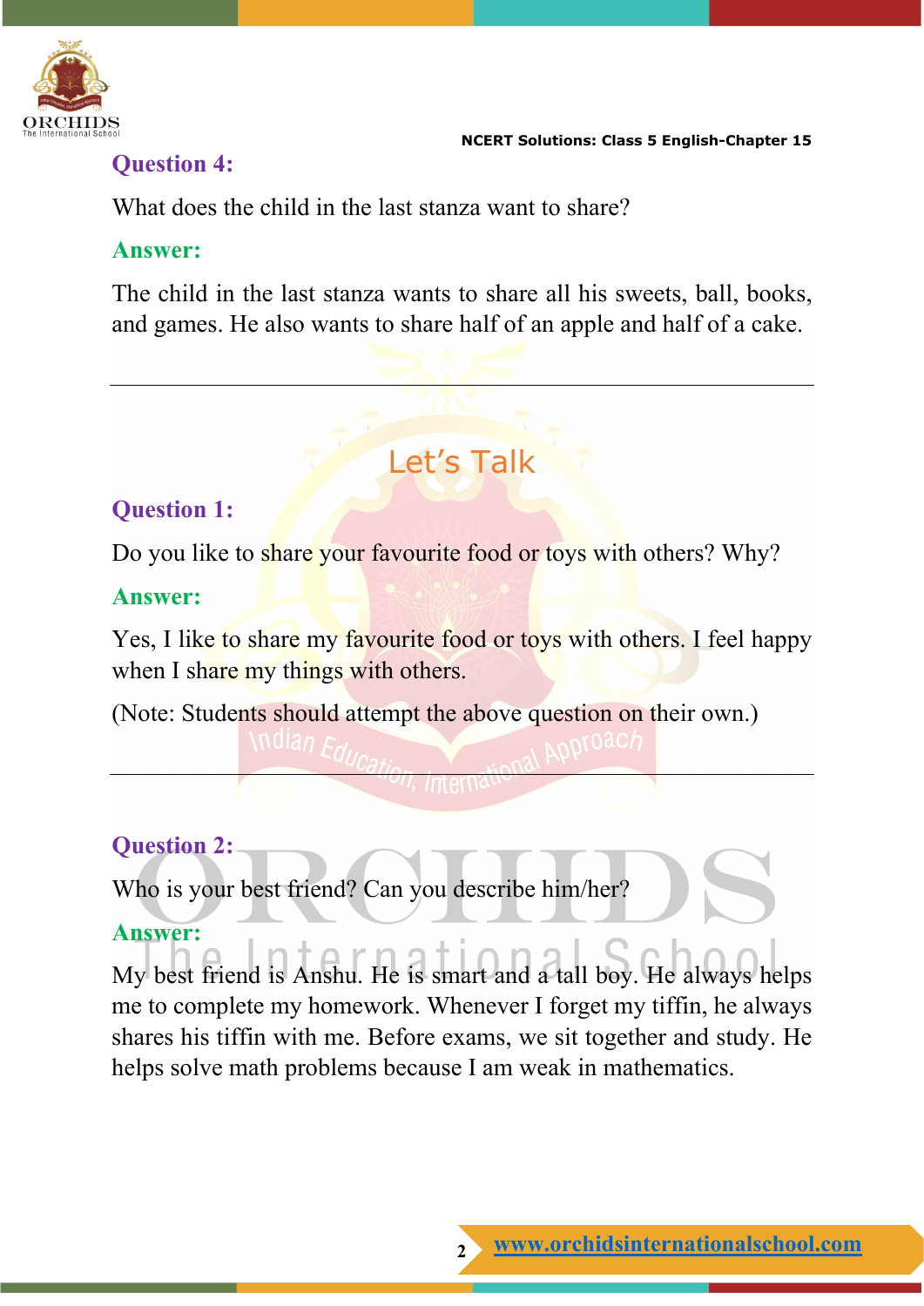**Question 4:**

What does the child in the last stanza want to share?

**Answer:**

The child in the last stanza wants to share all his sweets, ball, books, and games. He also wants to share half of an apple and half of a cake.

---

## Let's Talk

**Question 1:**

Do you like to share your favourite food or toys with others? Why?

**Answer:**

Yes, I like to share my favourite food or toys with others. I feel happy when I share my things with others.

(Note: Students should attempt the above question on their own.)

---

**Question 2:**

Who is your best friend? Can you describe him/her?

**Answer:**

My best friend is Anshu. He is smart and a tall boy. He always helps me to complete my homework. Whenever I forget my tiffin, he always shares his tiffin with me. Before exams, we sit together and study. He helps solve math problems because I am weak in mathematics.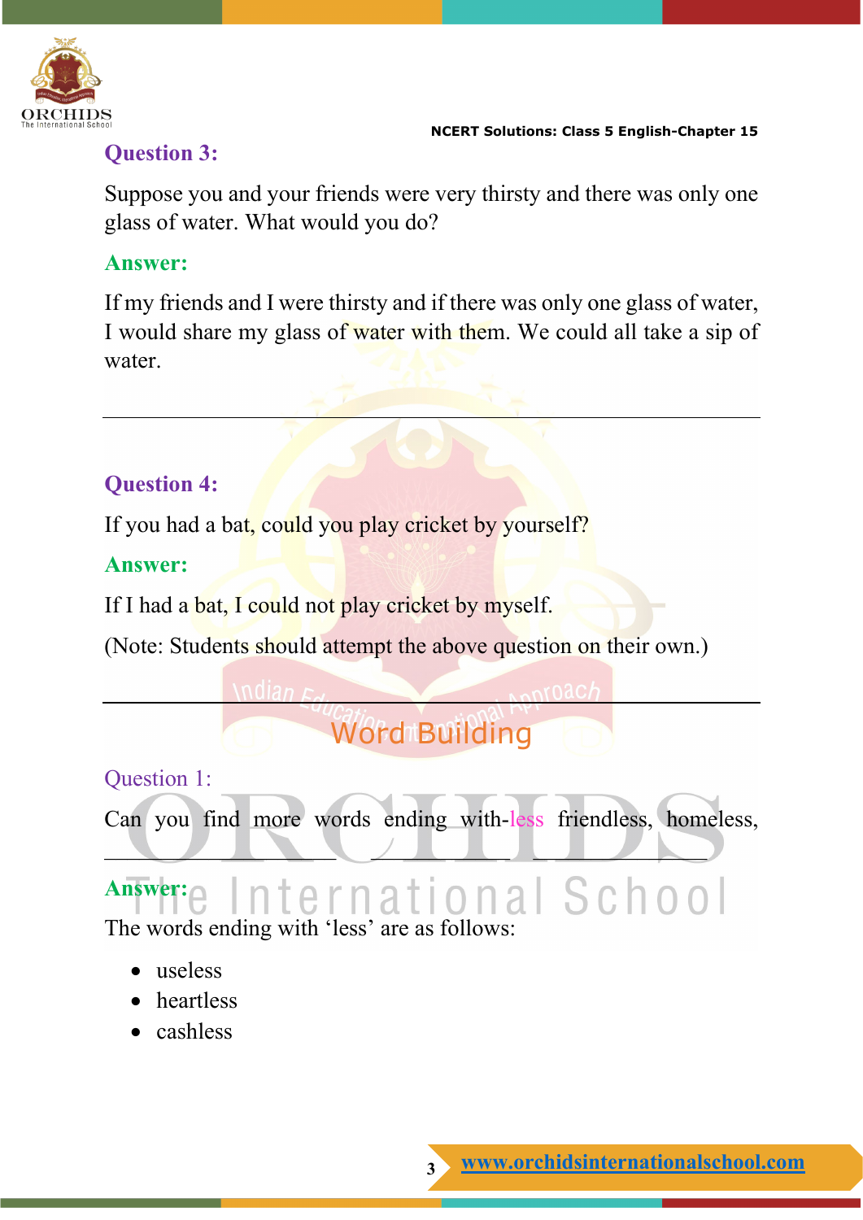### Question 3:

Suppose you and your friends were very thirsty and there was only one glass of water. What would you do?

### Answer:

If my friends and I were thirsty and if there was only one glass of water, I would share my glass of water with them. We could all take a sip of water.

---

### Question 4:

If you had a bat, could you play cricket by yourself?

### Answer:

If I had a bat, I could not play cricket by myself.

(Note: Students should attempt the above question on their own.)

---

## Word Building

### Question 1:

Can you find more words ending with-less friendless, homeless, \_\_\_\_\_\_\_\_\_\_\_\_ \_\_\_\_\_\_\_\_\_\_\_\_ \_\_\_\_\_\_\_\_\_\_\_\_

### Answer:

The words ending with 'less' are as follows:

- useless
- heartless
- cashless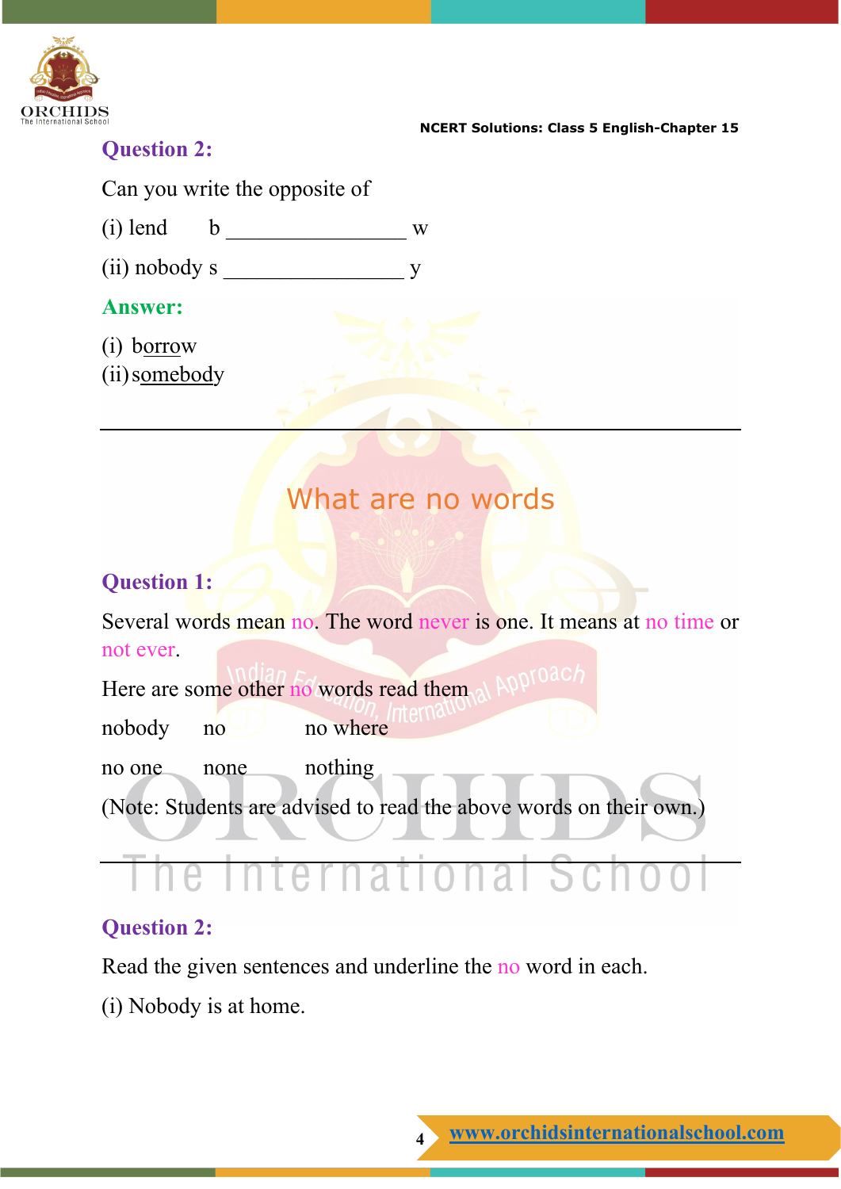**Question 2:**

Can you write the opposite of

(i) lend b ________________ w

(ii) nobody s ________________ y

**Answer:**

(i) borrow
(ii) somebody

---

## What are no words

**Question 1:**

Several words mean no. The word never is one. It means at no time or not ever.

Here are some other no words read them

| nobody | no | no where |
|---|---|---|
| no one | none | nothing |

(Note: Students are advised to read the above words on their own.)

---

**Question 2:**

Read the given sentences and underline the no word in each.

(i) Nobody is at home.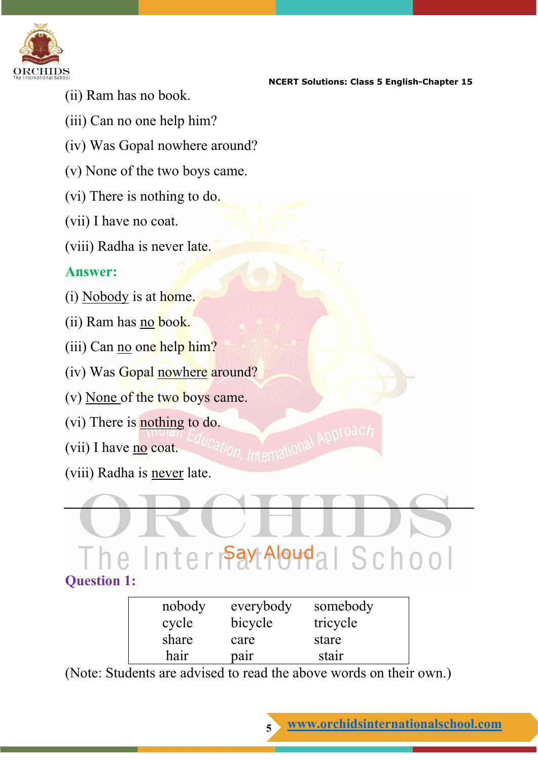(ii) Ram has no book.

(iii) Can no one help him?

(iv) Was Gopal nowhere around?

(v) None of the two boys came.

(vi) There is nothing to do.

(vii) I have no coat.

(viii) Radha is never late.

**Answer:**

(i) <u>Nobody</u> is at home.

(ii) Ram has <u>no</u> book.

(iii) Can <u>no</u> one help him?

(iv) Was Gopal <u>nowhere</u> around?

(v) <u>None</u> of the two boys came.

(vi) There is <u>nothing</u> to do.

(vii) I have <u>no</u> coat.

(viii) Radha is <u>never</u> late.

---

## Say Aloud

**Question 1:**

| | | |
|---|---|---|
| nobody | everybody | somebody |
| cycle | bicycle | tricycle |
| share | care | stare |
| hair | pair | stair |

(Note: Students are advised to read the above words on their own.)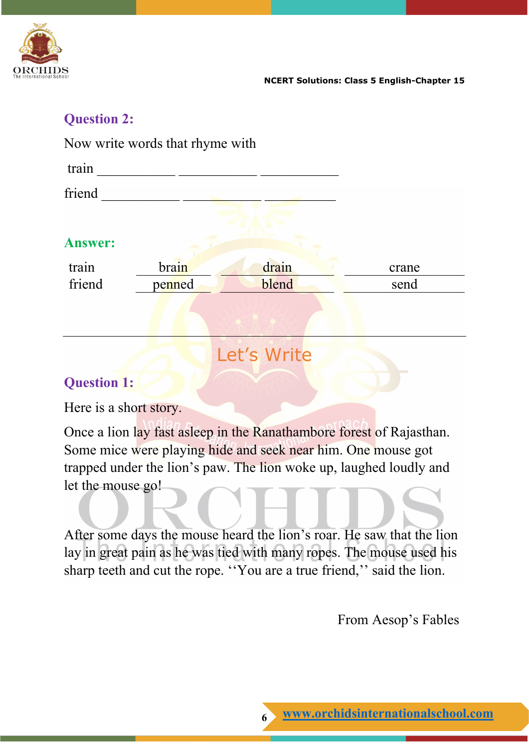**Question 2:**

Now write words that rhyme with

train ___________ ___________ ___________

friend ___________ ___________ ___________

**Answer:**

| | | | |
|---|---|---|---|
| train | brain | drain | crane |
| friend | penned | blend | send |

---

## Let's Write

**Question 1:**

Here is a short story.

Once a lion lay fast asleep in the Ranathambore forest of Rajasthan. Some mice were playing hide and seek near him. One mouse got trapped under the lion's paw. The lion woke up, laughed loudly and let the mouse go!

After some days the mouse heard the lion's roar. He saw that the lion lay in great pain as he was tied with many ropes. The mouse used his sharp teeth and cut the rope. ''You are a true friend,'' said the lion.

From Aesop's Fables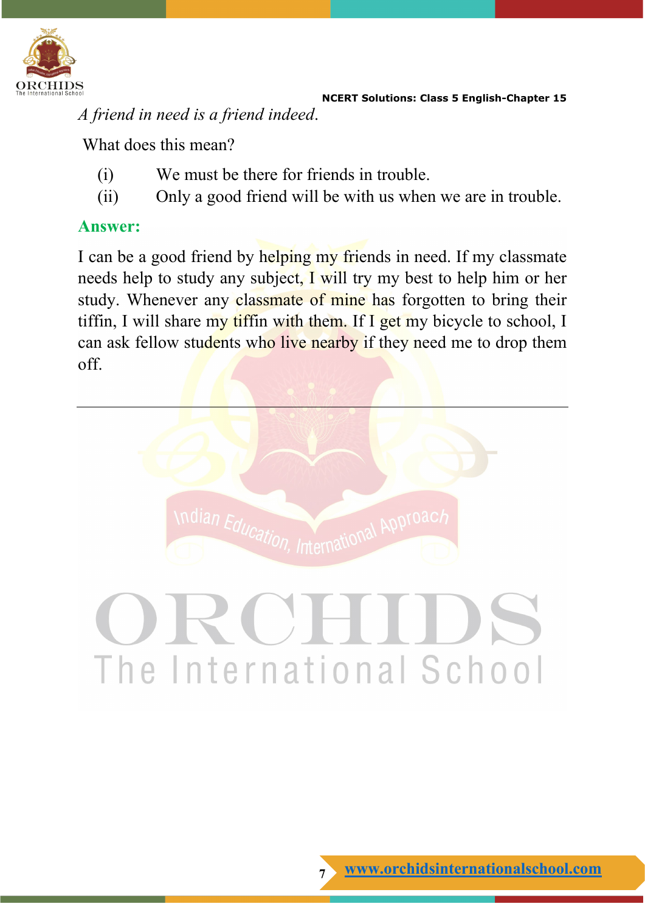*A friend in need is a friend indeed.*

What does this mean?

(i) We must be there for friends in trouble.

(ii) Only a good friend will be with us when we are in trouble.

**Answer:**

I can be a good friend by helping my friends in need. If my classmate needs help to study any subject, I will try my best to help him or her study. Whenever any classmate of mine has forgotten to bring their tiffin, I will share my tiffin with them. If I get my bicycle to school, I can ask fellow students who live nearby if they need me to drop them off.

---